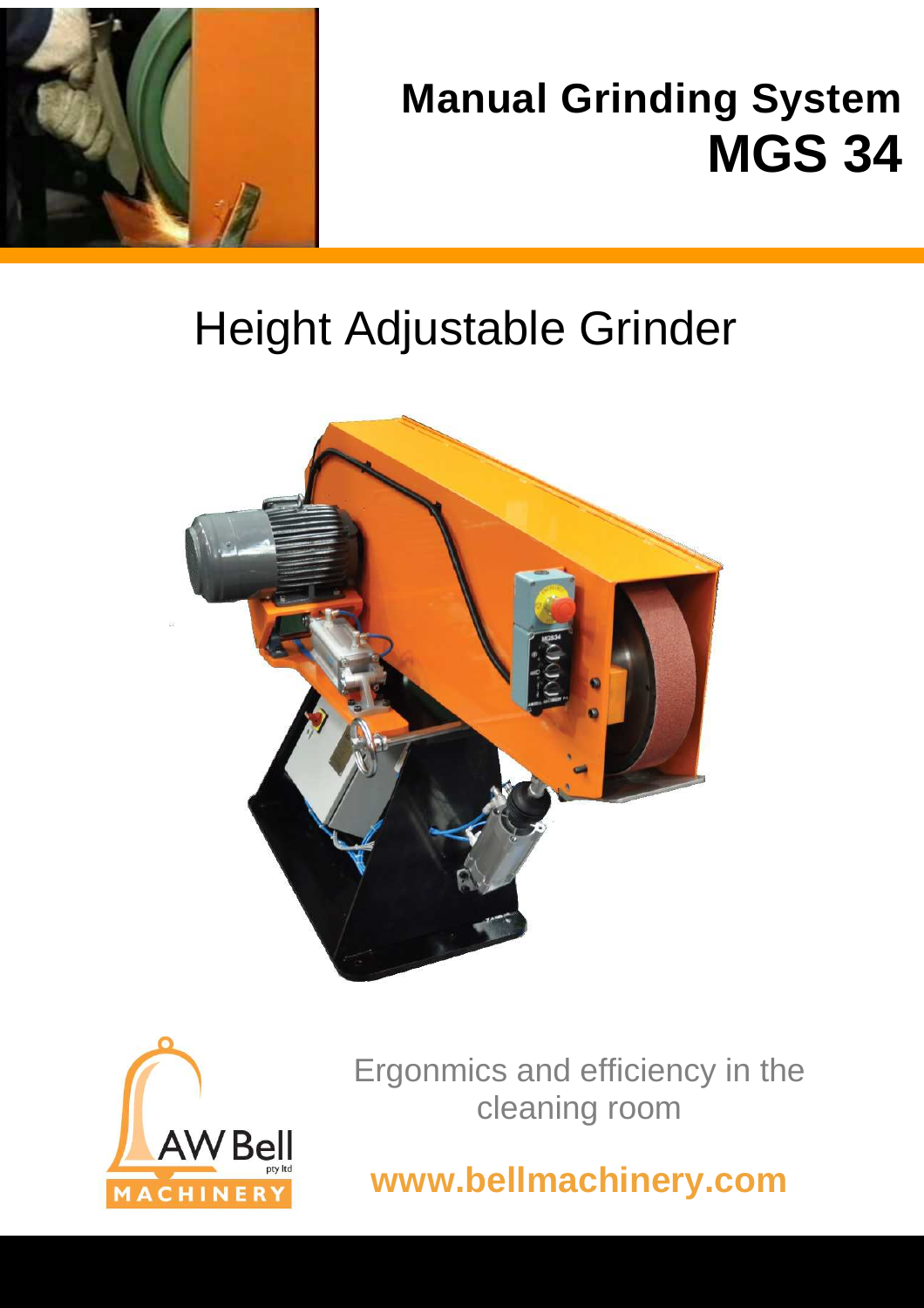# Manual Grinding System
# MGS 34

## Height Adjustable Grinder

Ergonmics and efficiency in the cleaning room

**www.bellmachinery.com**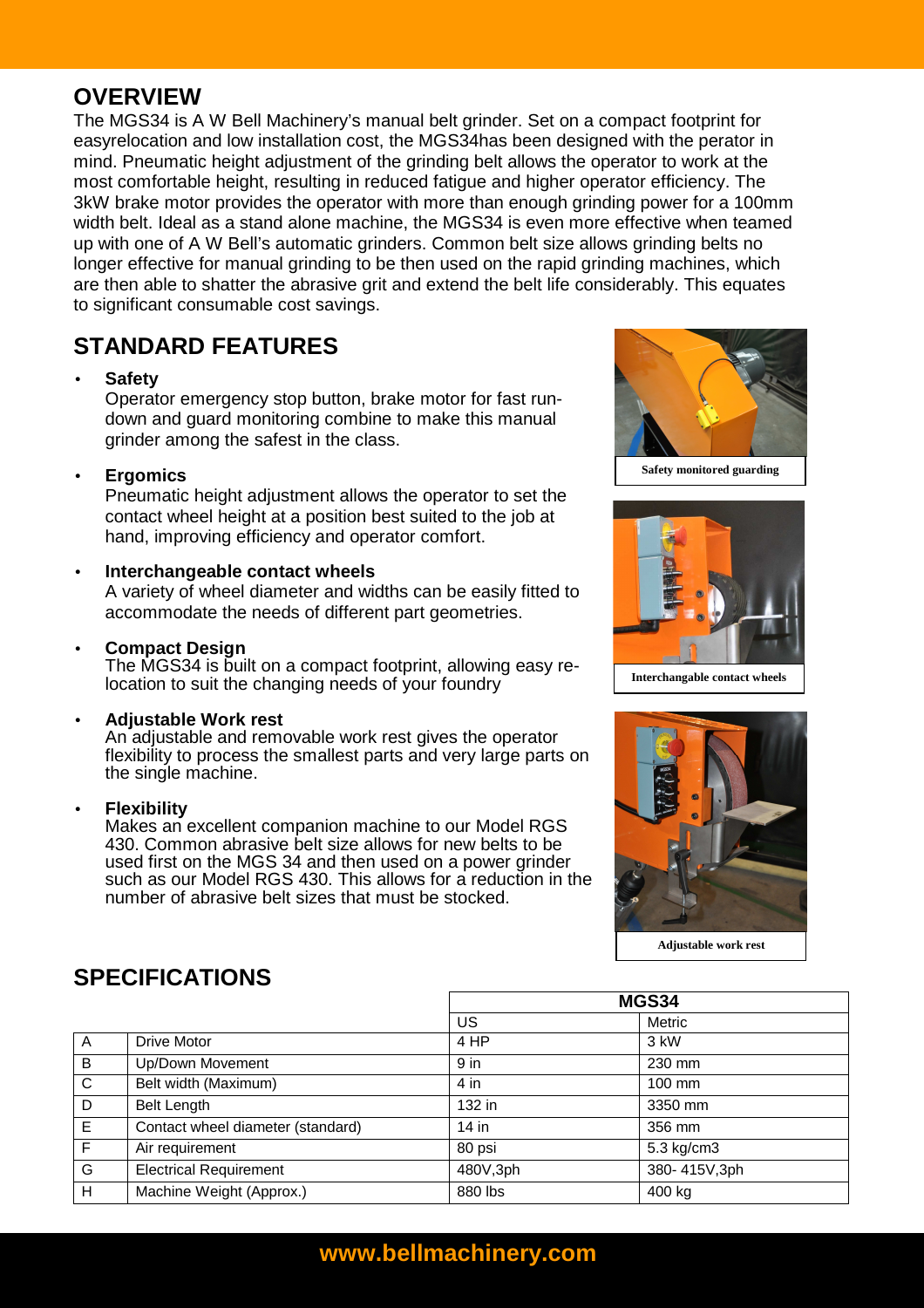## OVERVIEW

The MGS34 is A W Bell Machinery's manual belt grinder. Set on a compact footprint for easyrelocation and low installation cost, the MGS34has been designed with the perator in mind. Pneumatic height adjustment of the grinding belt allows the operator to work at the most comfortable height, resulting in reduced fatigue and higher operator efficiency. The 3kW brake motor provides the operator with more than enough grinding power for a 100mm width belt. Ideal as a stand alone machine, the MGS34 is even more effective when teamed up with one of A W Bell's automatic grinders. Common belt size allows grinding belts no longer effective for manual grinding to be then used on the rapid grinding machines, which are then able to shatter the abrasive grit and extend the belt life considerably. This equates to significant consumable cost savings.

## STANDARD FEATURES

- **Safety**
  Operator emergency stop button, brake motor for fast run-down and guard monitoring combine to make this manual grinder among the safest in the class.
- **Ergonomics**
  Pneumatic height adjustment allows the operator to set the contact wheel height at a position best suited to the job at hand, improving efficiency and operator comfort.
- **Interchangeable contact wheels**
  A variety of wheel diameter and widths can be easily fitted to accommodate the needs of different part geometries.
- **Compact Design**
  The MGS34 is built on a compact footprint, allowing easy re-location to suit the changing needs of your foundry
- **Adjustable Work rest**
  An adjustable and removable work rest gives the operator flexibility to process the smallest parts and very large parts on the single machine.
- **Flexibility**
  Makes an excellent companion machine to our Model RGS 430. Common abrasive belt size allows for new belts to be used first on the MGS 34 and then used on a power grinder such as our Model RGS 430. This allows for a reduction in the number of abrasive belt sizes that must be stocked.

Safety monitored guarding

Interchangable contact wheels

Adjustable work rest

## SPECIFICATIONS

| | | MGS34 | |
|---|---|---|---|
| | | US | Metric |
| A | Drive Motor | 4 HP | 3 kW |
| B | Up/Down Movement | 9 in | 230 mm |
| C | Belt width (Maximum) | 4 in | 100 mm |
| D | Belt Length | 132 in | 3350 mm |
| E | Contact wheel diameter (standard) | 14 in | 356 mm |
| F | Air requirement | 80 psi | 5.3 kg/cm3 |
| G | Electrical Requirement | 480V,3ph | 380- 415V,3ph |
| H | Machine Weight (Approx.) | 880 lbs | 400 kg |

www.bellmachinery.com